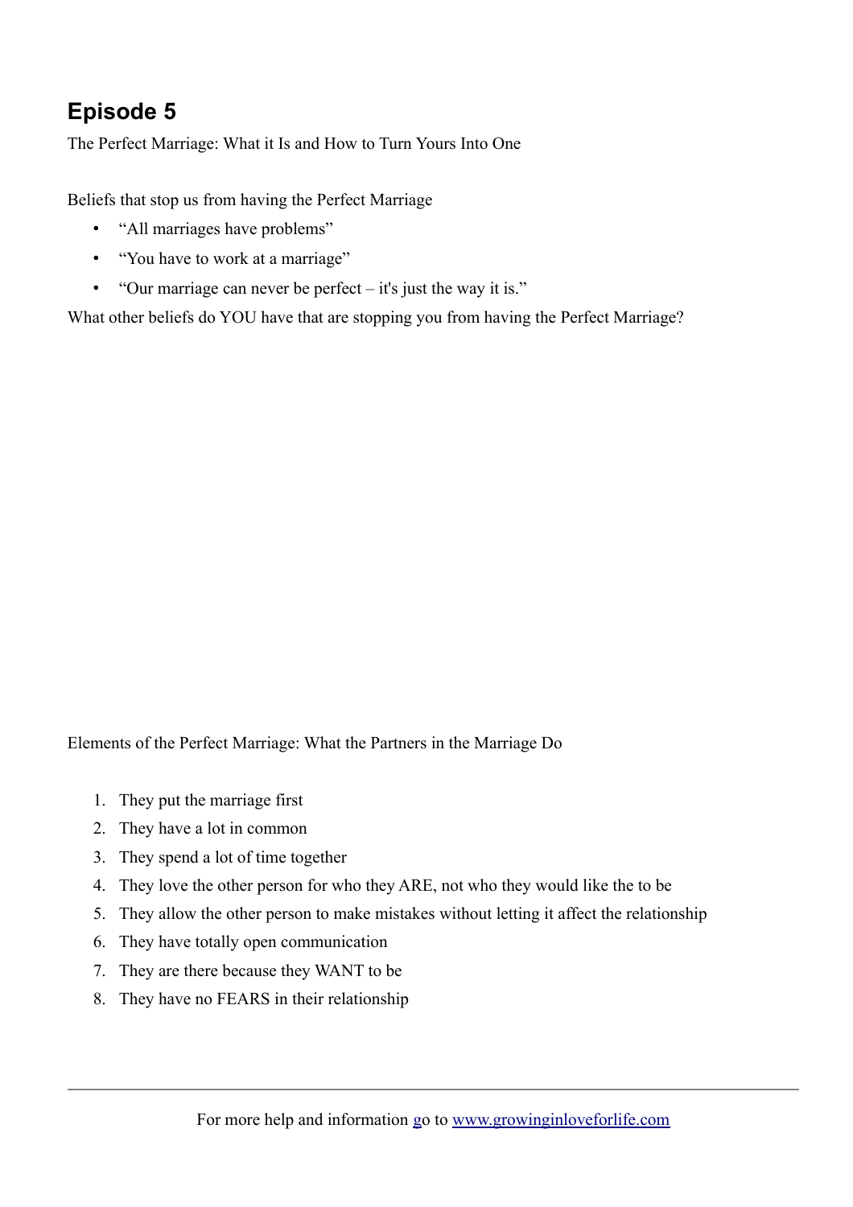# Episode 5

The Perfect Marriage: What it Is and How to Turn Yours Into One

Beliefs that stop us from having the Perfect Marriage

- "All marriages have problems"
- "You have to work at a marriage"
- "Our marriage can never be perfect – it's just the way it is."

What other beliefs do YOU have that are stopping you from having the Perfect Marriage?

Elements of the Perfect Marriage: What the Partners in the Marriage Do

1. They put the marriage first
2. They have a lot in common
3. They spend a lot of time together
4. They love the other person for who they ARE, not who they would like the to be
5. They allow the other person to make mistakes without letting it affect the relationship
6. They have totally open communication
7. They are there because they WANT to be
8. They have no FEARS in their relationship

For more help and information go to www.growinginloveforlife.com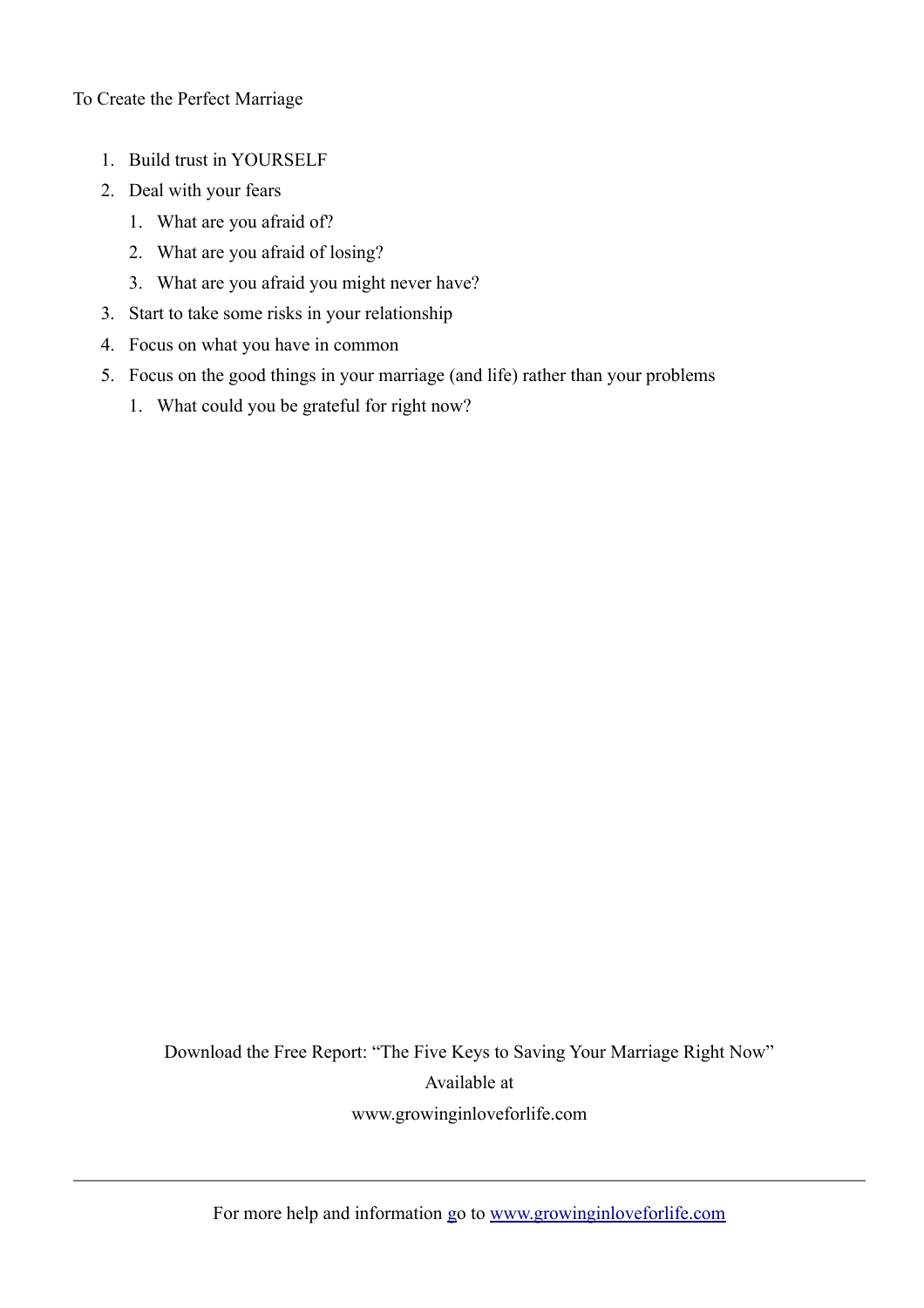To Create the Perfect Marriage

1. Build trust in YOURSELF
2. Deal with your fears
    1. What are you afraid of?
    2. What are you afraid of losing?
    3. What are you afraid you might never have?
3. Start to take some risks in your relationship
4. Focus on what you have in common
5. Focus on the good things in your marriage (and life) rather than your problems
    1. What could you be grateful for right now?

Download the Free Report: "The Five Keys to Saving Your Marriage Right Now"

Available at

www.growinginloveforlife.com

For more help and information go to [www.growinginloveforlife.com](http://www.growinginloveforlife.com)